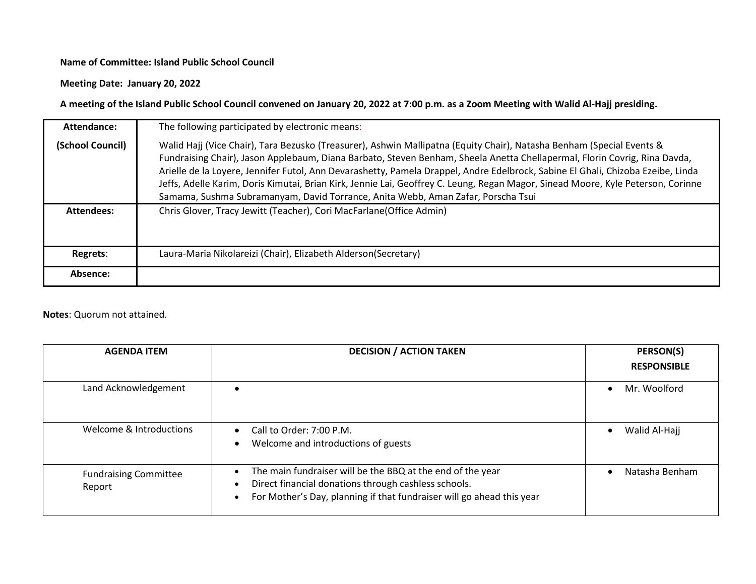**Name of Committee: Island Public School Council**

**Meeting Date: January 20, 2022**

**A meeting of the Island Public School Council convened on January 20, 2022 at 7:00 p.m. as a Zoom Meeting with Walid Al-Hajj presiding.**

| **Attendance:** | The following participated by electronic means: |
|---|---|
| **(School Council)** | Walid Hajj (Vice Chair), Tara Bezusko (Treasurer), Ashwin Mallipatna (Equity Chair), Natasha Benham (Special Events & Fundraising Chair), Jason Applebaum, Diana Barbato, Steven Benham, Sheela Anetta Chellapermal, Florin Covrig, Rina Davda, Arielle de la Loyere, Jennifer Futol, Ann Devarashetty, Pamela Drappel, Andre Edelbrock, Sabine El Ghali, Chizoba Ezeibe, Linda Jeffs, Adelle Karim, Doris Kimutai, Brian Kirk, Jennie Lai, Geoffrey C. Leung, Regan Magor, Sinead Moore, Kyle Peterson, Corinne Samama, Sushma Subramanyam, David Torrance, Anita Webb, Aman Zafar, Porscha Tsui |
| **Attendees:** | Chris Glover, Tracy Jewitt (Teacher), Cori MacFarlane(Office Admin) |
| **Regrets**: | Laura-Maria Nikolareizi (Chair), Elizabeth Alderson(Secretary) |
| **Absence:** | |

**Notes**: Quorum not attained.

| **AGENDA ITEM** | **DECISION / ACTION TAKEN** | **PERSON(S) RESPONSIBLE** |
|---|---|---|
| Land Acknowledgement | • | • Mr. Woolford |
| Welcome & Introductions | • Call to Order: 7:00 P.M.<br>• Welcome and introductions of guests | • Walid Al-Hajj |
| Fundraising Committee Report | • The main fundraiser will be the BBQ at the end of the year<br>• Direct financial donations through cashless schools.<br>• For Mother's Day, planning if that fundraiser will go ahead this year | • Natasha Benham |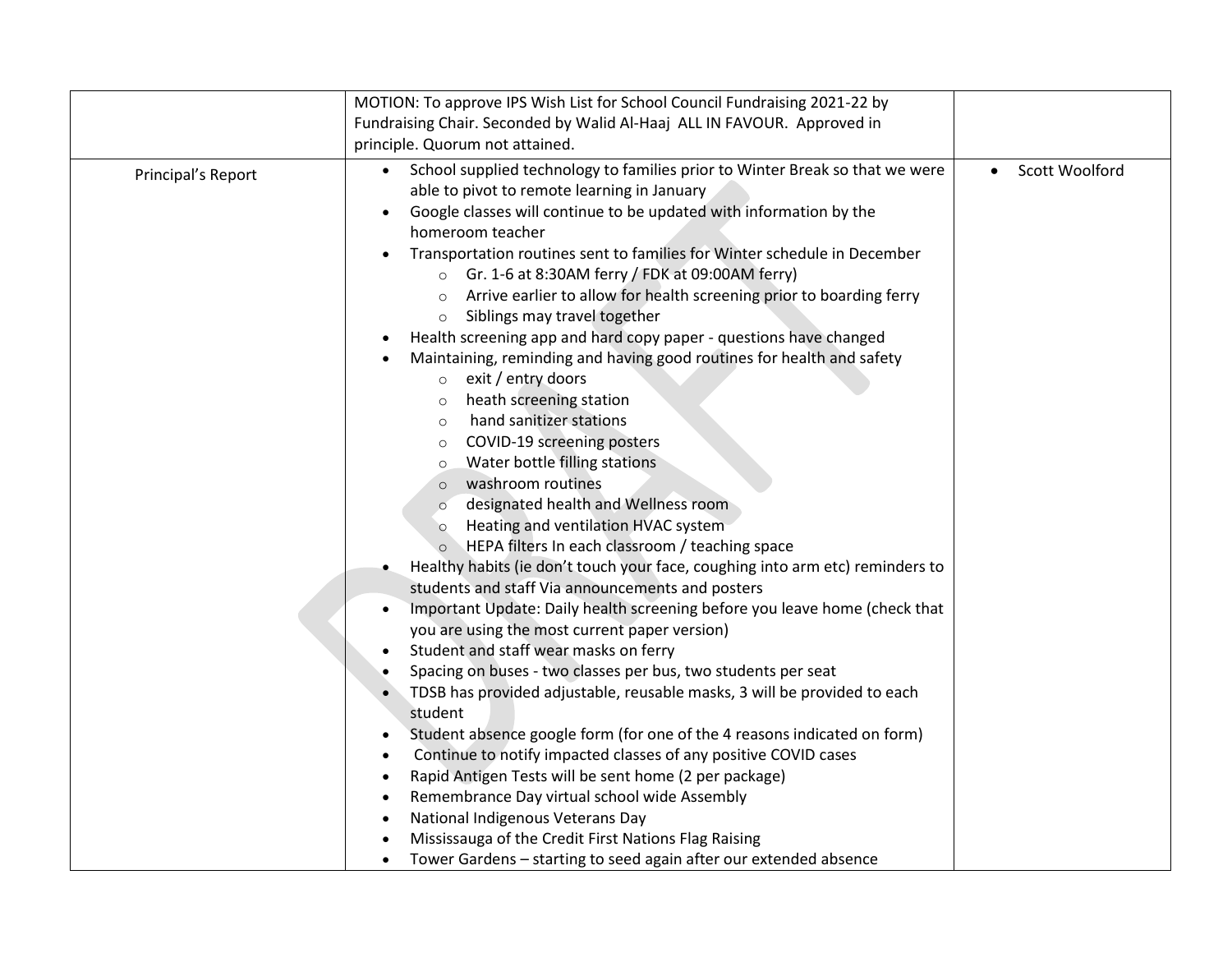| | | |
|---|---|---|
| | MOTION: To approve IPS Wish List for School Council Fundraising 2021-22 by Fundraising Chair. Seconded by Walid Al-Haaj ALL IN FAVOUR. Approved in principle. Quorum not attained. | |
| Principal's Report | • School supplied technology to families prior to Winter Break so that we were able to pivot to remote learning in January<br>• Google classes will continue to be updated with information by the homeroom teacher<br>• Transportation routines sent to families for Winter schedule in December<br>  ○ Gr. 1-6 at 8:30AM ferry / FDK at 09:00AM ferry)<br>  ○ Arrive earlier to allow for health screening prior to boarding ferry<br>  ○ Siblings may travel together<br>• Health screening app and hard copy paper - questions have changed<br>• Maintaining, reminding and having good routines for health and safety<br>  ○ exit / entry doors<br>  ○ heath screening station<br>  ○ hand sanitizer stations<br>  ○ COVID-19 screening posters<br>  ○ Water bottle filling stations<br>  ○ washroom routines<br>  ○ designated health and Wellness room<br>  ○ Heating and ventilation HVAC system<br>  ○ HEPA filters In each classroom / teaching space<br>• Healthy habits (ie don't touch your face, coughing into arm etc) reminders to students and staff Via announcements and posters<br>• Important Update: Daily health screening before you leave home (check that you are using the most current paper version)<br>• Student and staff wear masks on ferry<br>• Spacing on buses - two classes per bus, two students per seat<br>• TDSB has provided adjustable, reusable masks, 3 will be provided to each student<br>• Student absence google form (for one of the 4 reasons indicated on form)<br>• Continue to notify impacted classes of any positive COVID cases<br>• Rapid Antigen Tests will be sent home (2 per package)<br>• Remembrance Day virtual school wide Assembly<br>• National Indigenous Veterans Day<br>• Mississauga of the Credit First Nations Flag Raising<br>• Tower Gardens – starting to seed again after our extended absence | • Scott Woolford |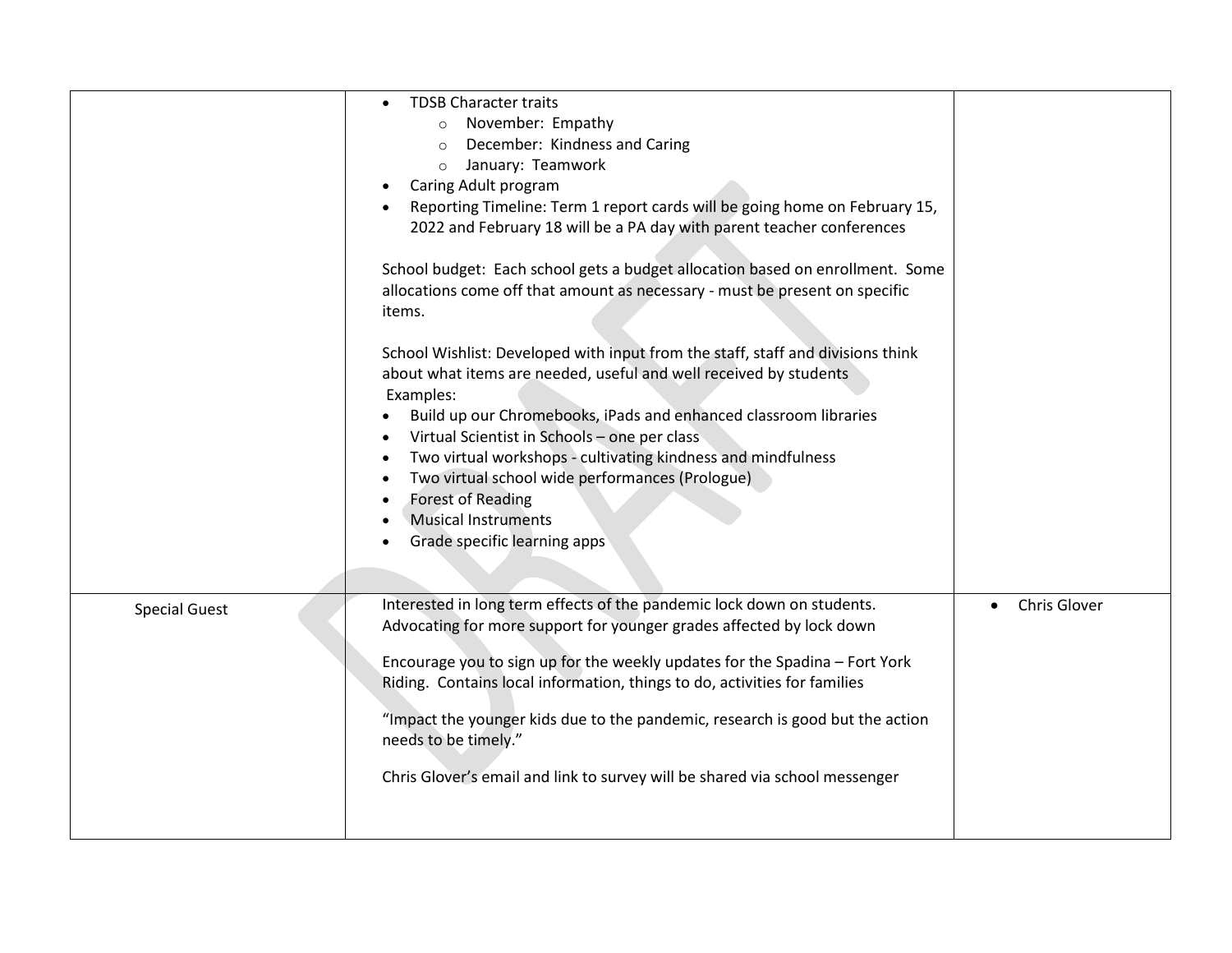| | | |
|---|---|---|
| | • TDSB Character traits<br>&nbsp;&nbsp;&nbsp;&nbsp;o November: Empathy<br>&nbsp;&nbsp;&nbsp;&nbsp;o December: Kindness and Caring<br>&nbsp;&nbsp;&nbsp;&nbsp;o January: Teamwork<br>• Caring Adult program<br>• Reporting Timeline: Term 1 report cards will be going home on February 15, 2022 and February 18 will be a PA day with parent teacher conferences<br><br>School budget: Each school gets a budget allocation based on enrollment. Some allocations come off that amount as necessary - must be present on specific items.<br><br>School Wishlist: Developed with input from the staff, staff and divisions think about what items are needed, useful and well received by students<br>Examples:<br>• Build up our Chromebooks, iPads and enhanced classroom libraries<br>• Virtual Scientist in Schools – one per class<br>• Two virtual workshops - cultivating kindness and mindfulness<br>• Two virtual school wide performances (Prologue)<br>• Forest of Reading<br>• Musical Instruments<br>• Grade specific learning apps | |
| Special Guest | Interested in long term effects of the pandemic lock down on students. Advocating for more support for younger grades affected by lock down<br><br>Encourage you to sign up for the weekly updates for the Spadina – Fort York Riding. Contains local information, things to do, activities for families<br><br>"Impact the younger kids due to the pandemic, research is good but the action needs to be timely."<br><br>Chris Glover's email and link to survey will be shared via school messenger | • Chris Glover |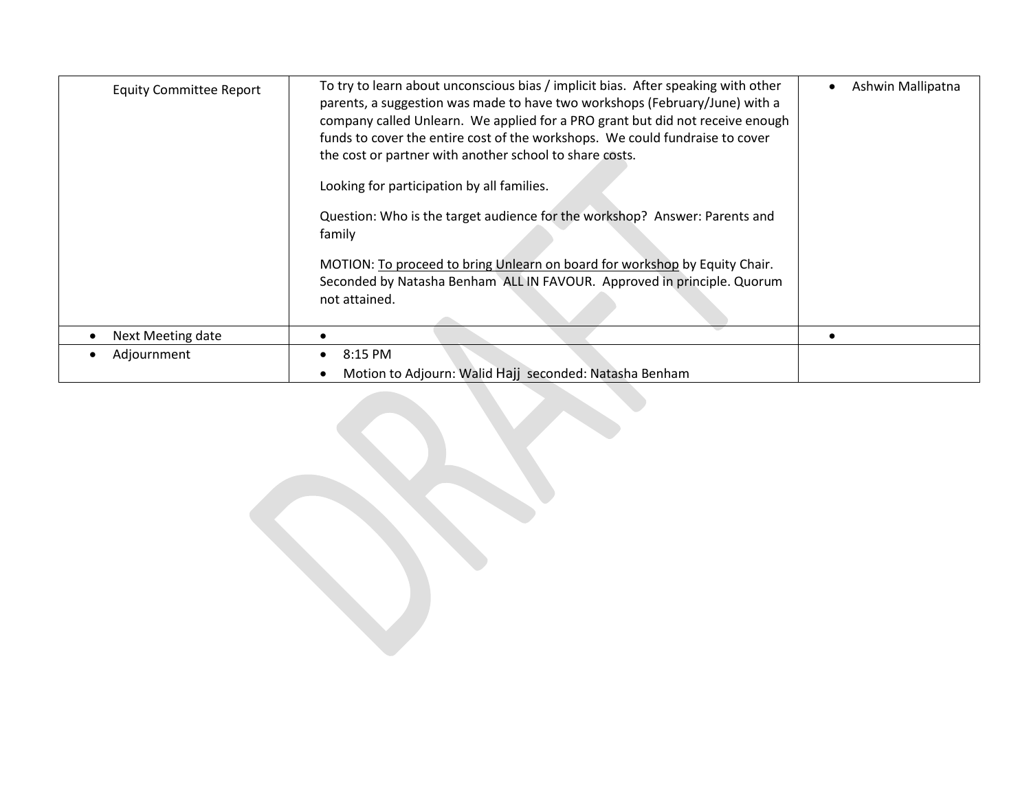| | | |
|---|---|---|
| Equity Committee Report | To try to learn about unconscious bias / implicit bias. After speaking with other parents, a suggestion was made to have two workshops (February/June) with a company called Unlearn. We applied for a PRO grant but did not receive enough funds to cover the entire cost of the workshops. We could fundraise to cover the cost or partner with another school to share costs.<br><br>Looking for participation by all families.<br><br>Question: Who is the target audience for the workshop? Answer: Parents and family<br><br>MOTION: <u>To proceed to bring Unlearn on board for workshop</u> by Equity Chair. Seconded by Natasha Benham ALL IN FAVOUR. Approved in principle. Quorum not attained. | • Ashwin Mallipatna |
| • Next Meeting date | • | • |
| • Adjournment | • 8:15 PM<br>• Motion to Adjourn: Walid Hajj seconded: Natasha Benham | |